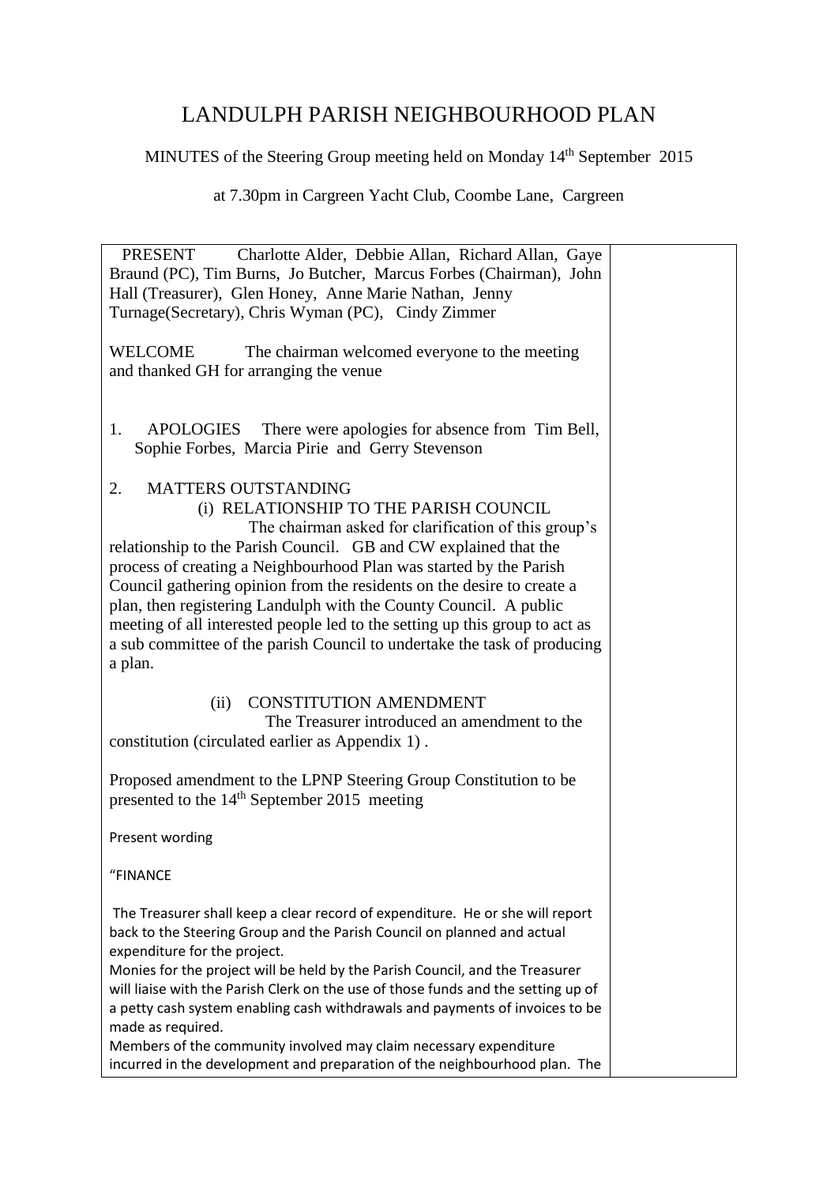# LANDULPH PARISH NEIGHBOURHOOD PLAN

MINUTES of the Steering Group meeting held on Monday 14th September 2015

at 7.30pm in Cargreen Yacht Club, Coombe Lane, Cargreen

PRESENT Charlotte Alder, Debbie Allan, Richard Allan, Gaye Braund (PC), Tim Burns, Jo Butcher, Marcus Forbes (Chairman), John Hall (Treasurer), Glen Honey, Anne Marie Nathan, Jenny Turnage(Secretary), Chris Wyman (PC), Cindy Zimmer

WELCOME The chairman welcomed everyone to the meeting and thanked GH for arranging the venue

1. APOLOGIES There were apologies for absence from Tim Bell, Sophie Forbes, Marcia Pirie and Gerry Stevenson

2. MATTERS OUTSTANDING

(i) RELATIONSHIP TO THE PARISH COUNCIL

The chairman asked for clarification of this group's relationship to the Parish Council. GB and CW explained that the process of creating a Neighbourhood Plan was started by the Parish Council gathering opinion from the residents on the desire to create a plan, then registering Landulph with the County Council. A public meeting of all interested people led to the setting up this group to act as a sub committee of the parish Council to undertake the task of producing a plan.

(ii) CONSTITUTION AMENDMENT

The Treasurer introduced an amendment to the constitution (circulated earlier as Appendix 1) .

Proposed amendment to the LPNP Steering Group Constitution to be presented to the 14th September 2015 meeting

Present wording

"FINANCE

The Treasurer shall keep a clear record of expenditure. He or she will report back to the Steering Group and the Parish Council on planned and actual expenditure for the project.
Monies for the project will be held by the Parish Council, and the Treasurer will liaise with the Parish Clerk on the use of those funds and the setting up of a petty cash system enabling cash withdrawals and payments of invoices to be made as required.
Members of the community involved may claim necessary expenditure incurred in the development and preparation of the neighbourhood plan. The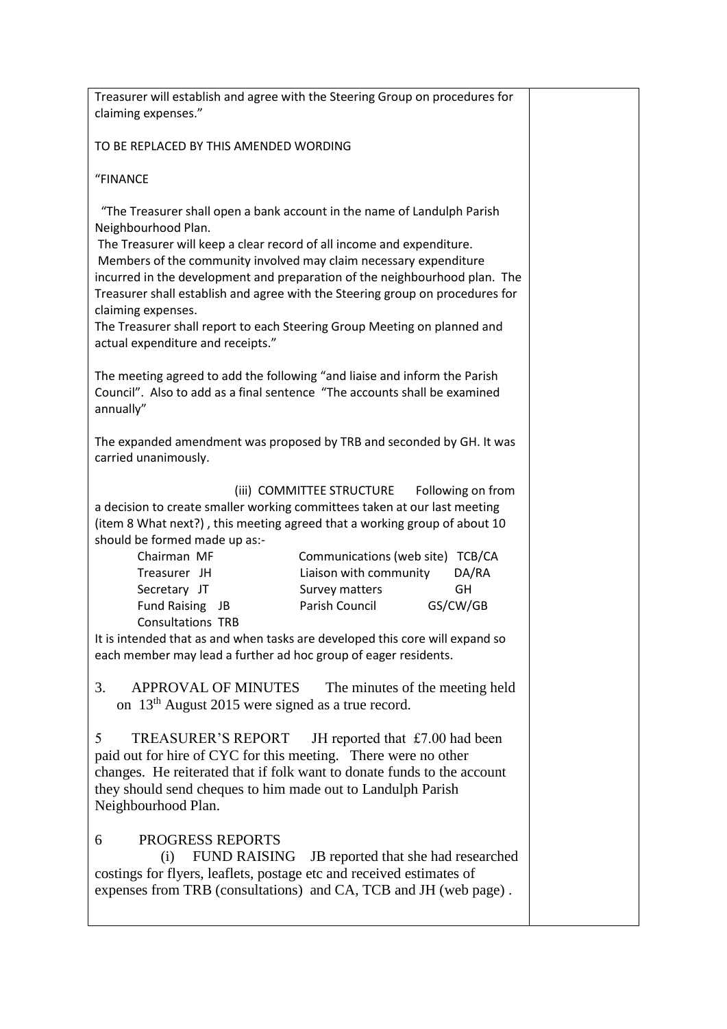Treasurer will establish and agree with the Steering Group on procedures for claiming expenses."

TO BE REPLACED BY THIS AMENDED WORDING

"FINANCE

"The Treasurer shall open a bank account in the name of Landulph Parish Neighbourhood Plan.
The Treasurer will keep a clear record of all income and expenditure.
Members of the community involved may claim necessary expenditure incurred in the development and preparation of the neighbourhood plan. The Treasurer shall establish and agree with the Steering group on procedures for claiming expenses.
The Treasurer shall report to each Steering Group Meeting on planned and actual expenditure and receipts."

The meeting agreed to add the following "and liaise and inform the Parish Council". Also to add as a final sentence "The accounts shall be examined annually"

The expanded amendment was proposed by TRB and seconded by GH. It was carried unanimously.

(iii) COMMITTEE STRUCTURE Following on from a decision to create smaller working committees taken at our last meeting (item 8 What next?) , this meeting agreed that a working group of about 10 should be formed made up as:-

| | | | |
|---|---|---|---|
| Chairman | MF | Communications (web site) | TCB/CA |
| Treasurer | JH | Liaison with community | DA/RA |
| Secretary | JT | Survey matters | GH |
| Fund Raising | JB | Parish Council | GS/CW/GB |
| Consultations | TRB | | |

It is intended that as and when tasks are developed this core will expand so each member may lead a further ad hoc group of eager residents.

3. APPROVAL OF MINUTES The minutes of the meeting held on 13th August 2015 were signed as a true record.

5 TREASURER'S REPORT JH reported that £7.00 had been paid out for hire of CYC for this meeting. There were no other changes. He reiterated that if folk want to donate funds to the account they should send cheques to him made out to Landulph Parish Neighbourhood Plan.

6 PROGRESS REPORTS

(i) FUND RAISING JB reported that she had researched costings for flyers, leaflets, postage etc and received estimates of expenses from TRB (consultations) and CA, TCB and JH (web page) .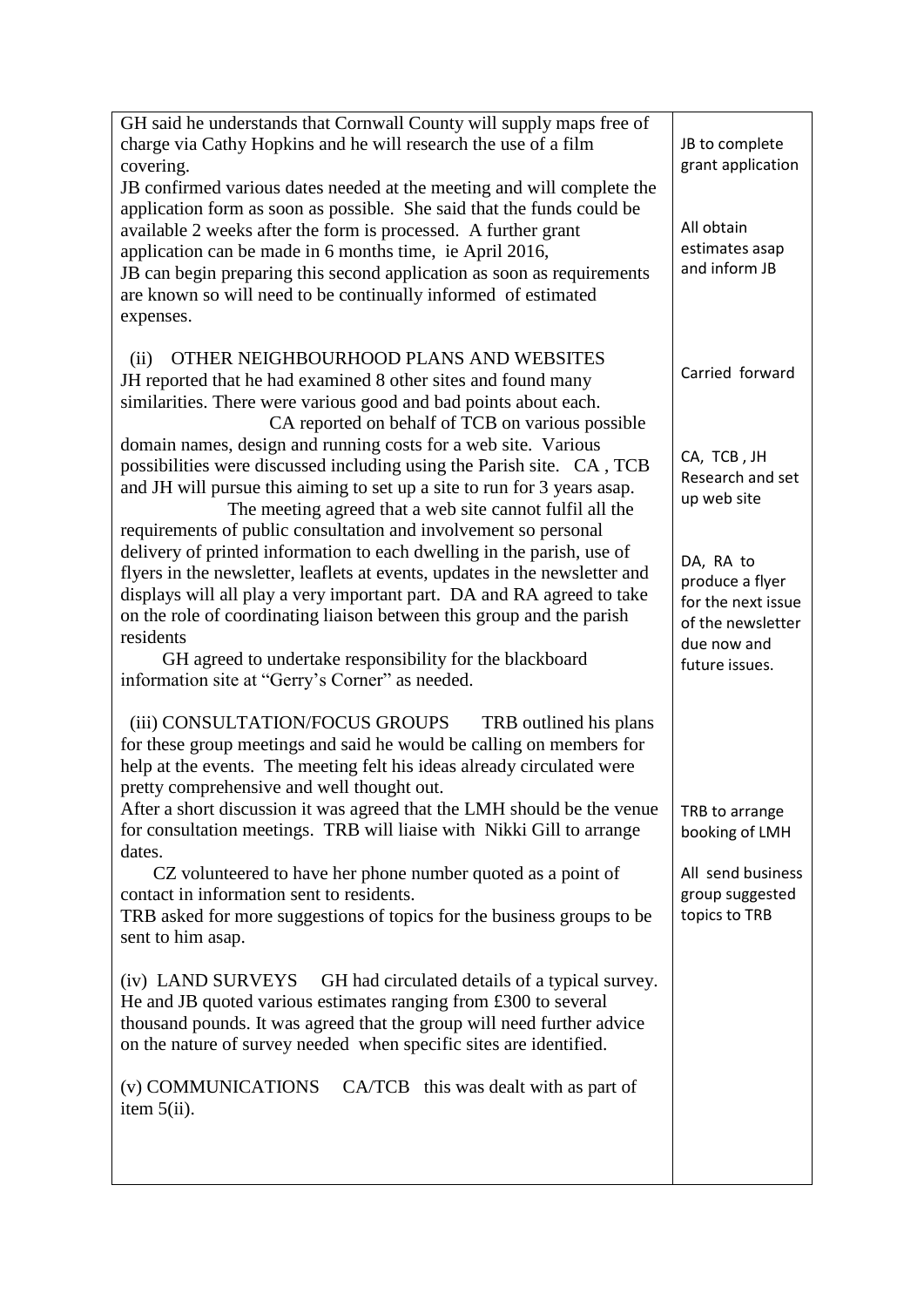| | |
|---|---|
| GH said he understands that Cornwall County will supply maps free of charge via Cathy Hopkins and he will research the use of a film covering.<br>JB confirmed various dates needed at the meeting and will complete the application form as soon as possible. She said that the funds could be available 2 weeks after the form is processed. A further grant application can be made in 6 months time, ie April 2016,<br>JB can begin preparing this second application as soon as requirements are known so will need to be continually informed of estimated expenses. | JB to complete grant application<br><br>All obtain estimates asap and inform JB |
| (ii) OTHER NEIGHBOURHOOD PLANS AND WEBSITES<br>JH reported that he had examined 8 other sites and found many similarities. There were various good and bad points about each.<br>CA reported on behalf of TCB on various possible domain names, design and running costs for a web site. Various possibilities were discussed including using the Parish site. CA , TCB and JH will pursue this aiming to set up a site to run for 3 years asap.<br>The meeting agreed that a web site cannot fulfil all the requirements of public consultation and involvement so personal delivery of printed information to each dwelling in the parish, use of flyers in the newsletter, leaflets at events, updates in the newsletter and displays will all play a very important part. DA and RA agreed to take on the role of coordinating liaison between this group and the parish residents<br>GH agreed to undertake responsibility for the blackboard information site at "Gerry's Corner" as needed. | Carried forward<br><br>CA, TCB , JH Research and set up web site<br><br>DA, RA to produce a flyer for the next issue of the newsletter due now and future issues. |
| (iii) CONSULTATION/FOCUS GROUPS TRB outlined his plans for these group meetings and said he would be calling on members for help at the events. The meeting felt his ideas already circulated were pretty comprehensive and well thought out.<br>After a short discussion it was agreed that the LMH should be the venue for consultation meetings. TRB will liaise with Nikki Gill to arrange dates.<br>CZ volunteered to have her phone number quoted as a point of contact in information sent to residents.<br>TRB asked for more suggestions of topics for the business groups to be sent to him asap. | TRB to arrange booking of LMH<br><br>All send business group suggested topics to TRB |
| (iv) LAND SURVEYS GH had circulated details of a typical survey. He and JB quoted various estimates ranging from £300 to several thousand pounds. It was agreed that the group will need further advice on the nature of survey needed when specific sites are identified. | |
| (v) COMMUNICATIONS CA/TCB this was dealt with as part of item 5(ii). | |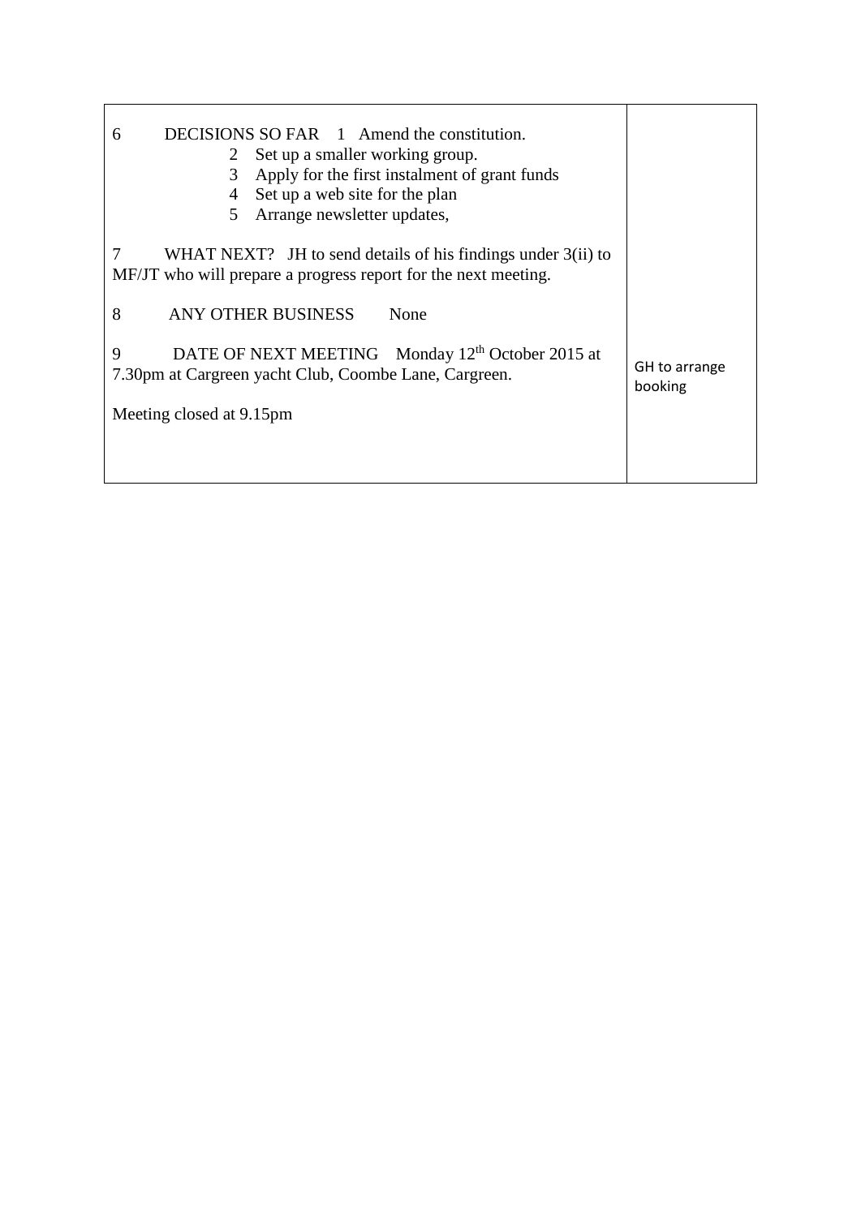| | |
|---|---|
| 6 DECISIONS SO FAR 1 Amend the constitution.<br>2 Set up a smaller working group.<br>3 Apply for the first instalment of grant funds<br>4 Set up a web site for the plan<br>5 Arrange newsletter updates,<br><br>7 WHAT NEXT? JH to send details of his findings under 3(ii) to MF/JT who will prepare a progress report for the next meeting.<br><br>8 ANY OTHER BUSINESS None<br><br>9 DATE OF NEXT MEETING Monday 12th October 2015 at 7.30pm at Cargreen yacht Club, Coombe Lane, Cargreen.<br><br>Meeting closed at 9.15pm | GH to arrange booking |